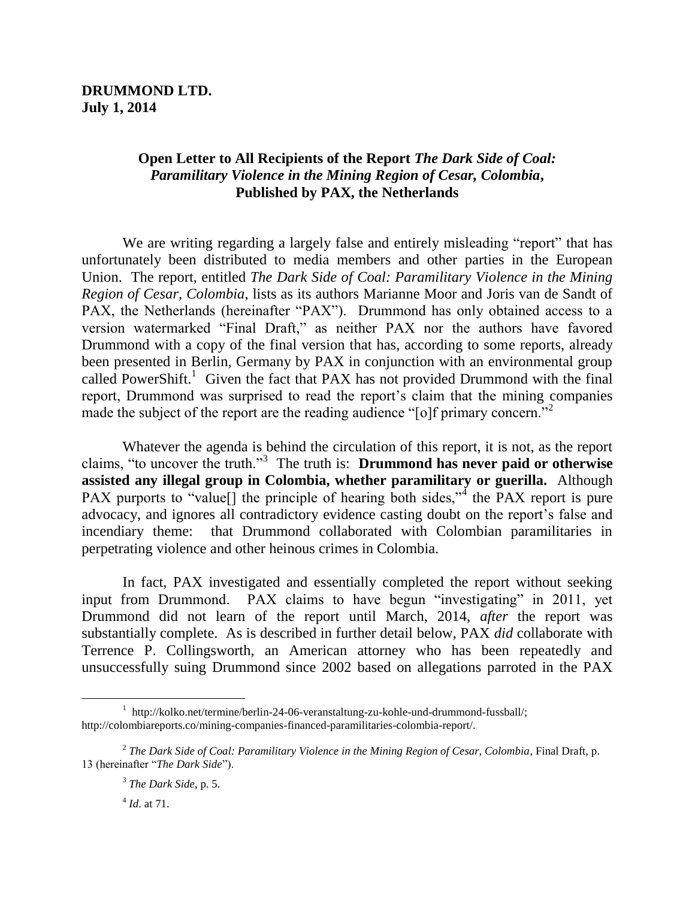**DRUMMOND LTD.**
**July 1, 2014**

## Open Letter to All Recipients of the Report *The Dark Side of Coal: Paramilitary Violence in the Mining Region of Cesar, Colombia*, Published by PAX, the Netherlands

We are writing regarding a largely false and entirely misleading "report" that has unfortunately been distributed to media members and other parties in the European Union. The report, entitled *The Dark Side of Coal: Paramilitary Violence in the Mining Region of Cesar, Colombia*, lists as its authors Marianne Moor and Joris van de Sandt of PAX, the Netherlands (hereinafter "PAX"). Drummond has only obtained access to a version watermarked "Final Draft," as neither PAX nor the authors have favored Drummond with a copy of the final version that has, according to some reports, already been presented in Berlin, Germany by PAX in conjunction with an environmental group called PowerShift.[1] Given the fact that PAX has not provided Drummond with the final report, Drummond was surprised to read the report's claim that the mining companies made the subject of the report are the reading audience "[o]f primary concern."[2]

Whatever the agenda is behind the circulation of this report, it is not, as the report claims, "to uncover the truth."[3] The truth is: **Drummond has never paid or otherwise assisted any illegal group in Colombia, whether paramilitary or guerilla.** Although PAX purports to "value[] the principle of hearing both sides,"[4] the PAX report is pure advocacy, and ignores all contradictory evidence casting doubt on the report's false and incendiary theme: that Drummond collaborated with Colombian paramilitaries in perpetrating violence and other heinous crimes in Colombia.

In fact, PAX investigated and essentially completed the report without seeking input from Drummond. PAX claims to have begun "investigating" in 2011, yet Drummond did not learn of the report until March, 2014, *after* the report was substantially complete. As is described in further detail below, PAX *did* collaborate with Terrence P. Collingsworth, an American attorney who has been repeatedly and unsuccessfully suing Drummond since 2002 based on allegations parroted in the PAX

---

[1] http://kolko.net/termine/berlin-24-06-veranstaltung-zu-kohle-und-drummond-fussball/; http://colombiareports.co/mining-companies-financed-paramilitaries-colombia-report/.

[2] *The Dark Side of Coal: Paramilitary Violence in the Mining Region of Cesar, Colombia*, Final Draft, p. 13 (hereinafter "*The Dark Side*").

[3] *The Dark Side*, p. 5.

[4] *Id*. at 71.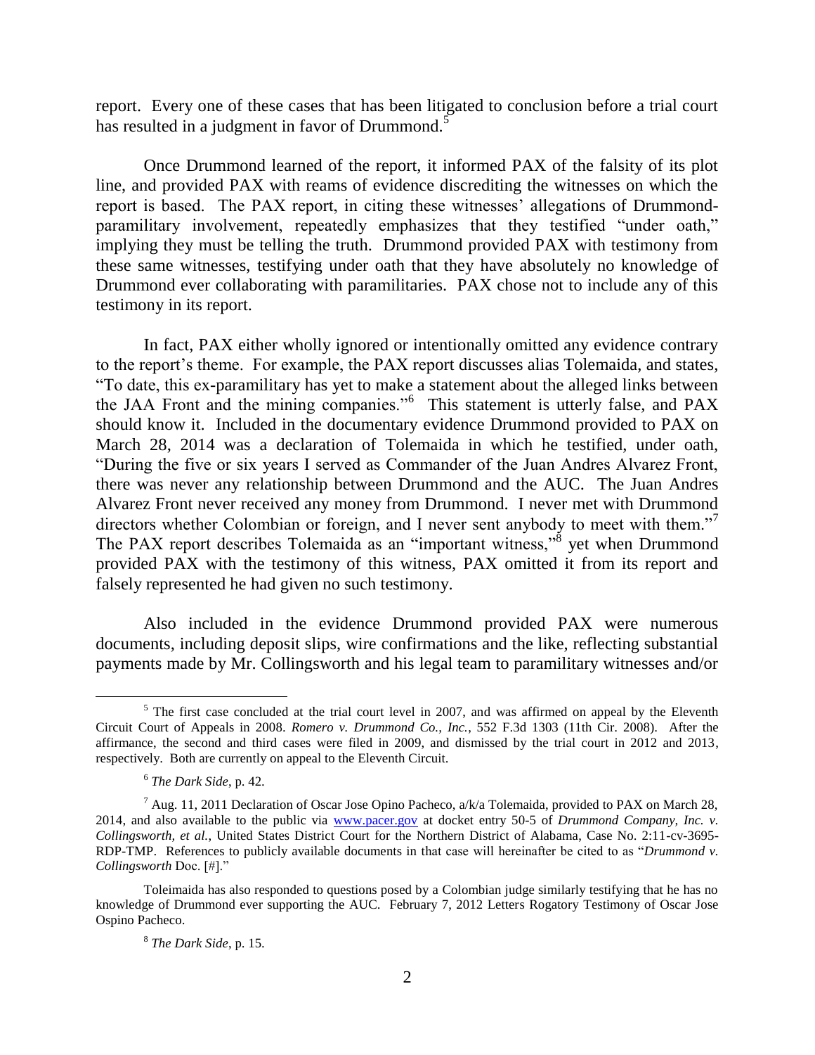report. Every one of these cases that has been litigated to conclusion before a trial court has resulted in a judgment in favor of Drummond.[5]

Once Drummond learned of the report, it informed PAX of the falsity of its plot line, and provided PAX with reams of evidence discrediting the witnesses on which the report is based. The PAX report, in citing these witnesses' allegations of Drummond-paramilitary involvement, repeatedly emphasizes that they testified "under oath," implying they must be telling the truth. Drummond provided PAX with testimony from these same witnesses, testifying under oath that they have absolutely no knowledge of Drummond ever collaborating with paramilitaries. PAX chose not to include any of this testimony in its report.

In fact, PAX either wholly ignored or intentionally omitted any evidence contrary to the report's theme. For example, the PAX report discusses alias Tolemaida, and states, "To date, this ex-paramilitary has yet to make a statement about the alleged links between the JAA Front and the mining companies."[6] This statement is utterly false, and PAX should know it. Included in the documentary evidence Drummond provided to PAX on March 28, 2014 was a declaration of Tolemaida in which he testified, under oath, "During the five or six years I served as Commander of the Juan Andres Alvarez Front, there was never any relationship between Drummond and the AUC. The Juan Andres Alvarez Front never received any money from Drummond. I never met with Drummond directors whether Colombian or foreign, and I never sent anybody to meet with them."[7] The PAX report describes Tolemaida as an "important witness,"[8] yet when Drummond provided PAX with the testimony of this witness, PAX omitted it from its report and falsely represented he had given no such testimony.

Also included in the evidence Drummond provided PAX were numerous documents, including deposit slips, wire confirmations and the like, reflecting substantial payments made by Mr. Collingsworth and his legal team to paramilitary witnesses and/or

---

[5] The first case concluded at the trial court level in 2007, and was affirmed on appeal by the Eleventh Circuit Court of Appeals in 2008. *Romero v. Drummond Co., Inc.*, 552 F.3d 1303 (11th Cir. 2008). After the affirmance, the second and third cases were filed in 2009, and dismissed by the trial court in 2012 and 2013, respectively. Both are currently on appeal to the Eleventh Circuit.

[6] *The Dark Side*, p. 42.

[7] Aug. 11, 2011 Declaration of Oscar Jose Opino Pacheco, a/k/a Tolemaida, provided to PAX on March 28, 2014, and also available to the public via www.pacer.gov at docket entry 50-5 of *Drummond Company, Inc. v. Collingsworth, et al.*, United States District Court for the Northern District of Alabama, Case No. 2:11-cv-3695-RDP-TMP. References to publicly available documents in that case will hereinafter be cited to as "*Drummond v. Collingsworth* Doc. [#]."

Toleimaida has also responded to questions posed by a Colombian judge similarly testifying that he has no knowledge of Drummond ever supporting the AUC. February 7, 2012 Letters Rogatory Testimony of Oscar Jose Ospino Pacheco.

[8] *The Dark Side*, p. 15.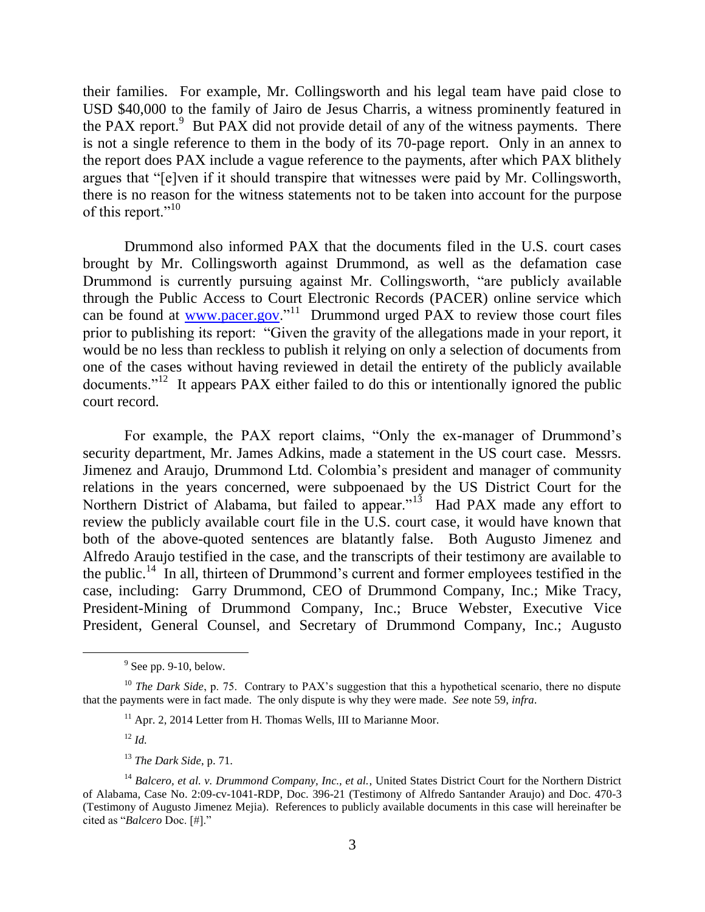their families. For example, Mr. Collingsworth and his legal team have paid close to USD $40,000 to the family of Jairo de Jesus Charris, a witness prominently featured in the PAX report.[9] But PAX did not provide detail of any of the witness payments. There is not a single reference to them in the body of its 70-page report. Only in an annex to the report does PAX include a vague reference to the payments, after which PAX blithely argues that "[e]ven if it should transpire that witnesses were paid by Mr. Collingsworth, there is no reason for the witness statements not to be taken into account for the purpose of this report."[10]

Drummond also informed PAX that the documents filed in the U.S. court cases brought by Mr. Collingsworth against Drummond, as well as the defamation case Drummond is currently pursuing against Mr. Collingsworth, "are publicly available through the Public Access to Court Electronic Records (PACER) online service which can be found at [www.pacer.gov](http://www.pacer.gov)."[11] Drummond urged PAX to review those court files prior to publishing its report: "Given the gravity of the allegations made in your report, it would be no less than reckless to publish it relying on only a selection of documents from one of the cases without having reviewed in detail the entirety of the publicly available documents."[12] It appears PAX either failed to do this or intentionally ignored the public court record.

For example, the PAX report claims, "Only the ex-manager of Drummond's security department, Mr. James Adkins, made a statement in the US court case. Messrs. Jimenez and Araujo, Drummond Ltd. Colombia's president and manager of community relations in the years concerned, were subpoenaed by the US District Court for the Northern District of Alabama, but failed to appear."[13] Had PAX made any effort to review the publicly available court file in the U.S. court case, it would have known that both of the above-quoted sentences are blatantly false. Both Augusto Jimenez and Alfredo Araujo testified in the case, and the transcripts of their testimony are available to the public.[14] In all, thirteen of Drummond's current and former employees testified in the case, including: Garry Drummond, CEO of Drummond Company, Inc.; Mike Tracy, President-Mining of Drummond Company, Inc.; Bruce Webster, Executive Vice President, General Counsel, and Secretary of Drummond Company, Inc.; Augusto

---

[9] See pp. 9-10, below.

[10] *The Dark Side*, p. 75. Contrary to PAX's suggestion that this a hypothetical scenario, there no dispute that the payments were in fact made. The only dispute is why they were made. *See* note 59, *infra*.

[11] Apr. 2, 2014 Letter from H. Thomas Wells, III to Marianne Moor.

[12] *Id.*

[13] *The Dark Side*, p. 71.

[14] *Balcero, et al. v. Drummond Company, Inc., et al.*, United States District Court for the Northern District of Alabama, Case No. 2:09-cv-1041-RDP, Doc. 396-21 (Testimony of Alfredo Santander Araujo) and Doc. 470-3 (Testimony of Augusto Jimenez Mejia). References to publicly available documents in this case will hereinafter be cited as "*Balcero* Doc. [#]."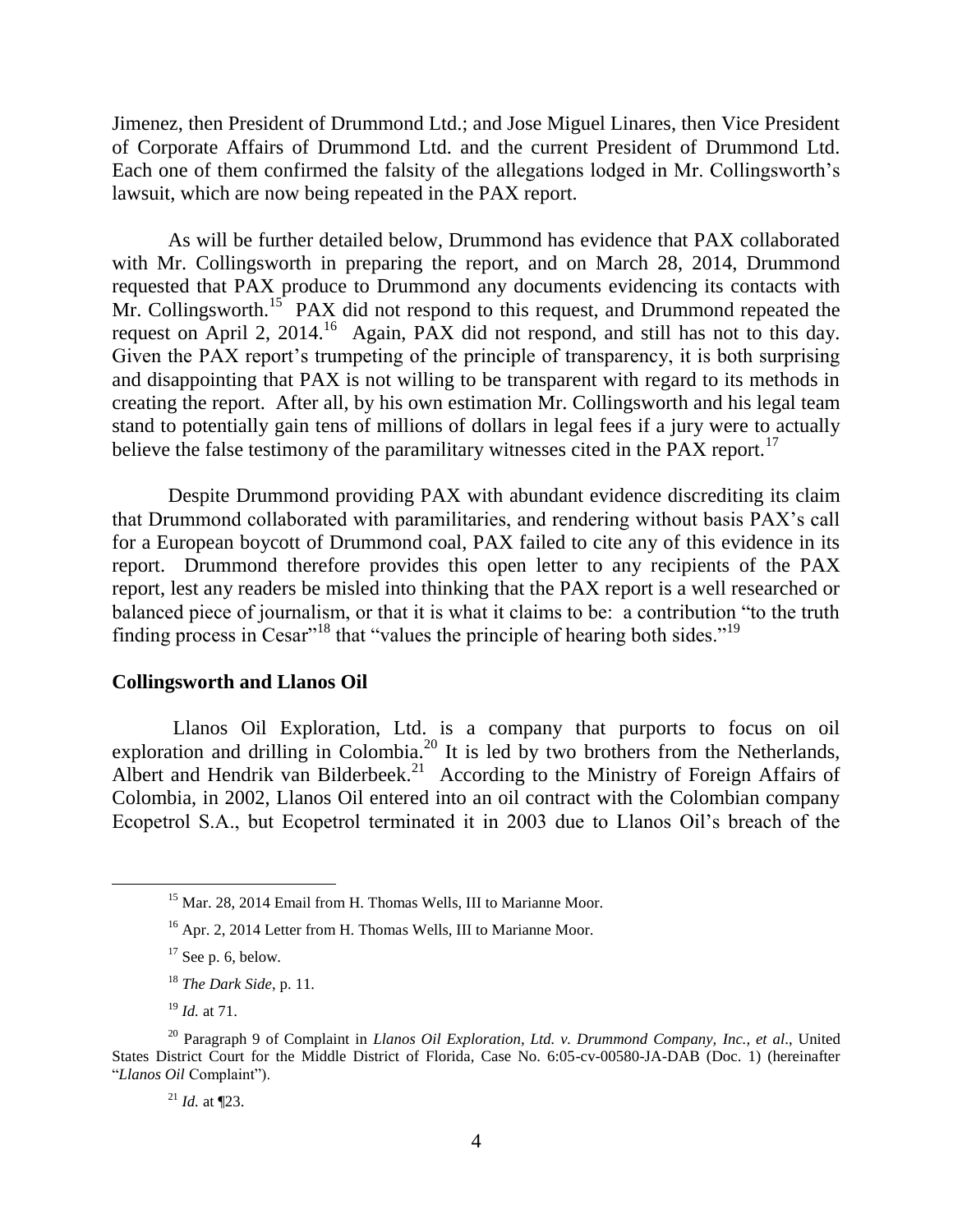Jimenez, then President of Drummond Ltd.; and Jose Miguel Linares, then Vice President of Corporate Affairs of Drummond Ltd. and the current President of Drummond Ltd. Each one of them confirmed the falsity of the allegations lodged in Mr. Collingsworth's lawsuit, which are now being repeated in the PAX report.

As will be further detailed below, Drummond has evidence that PAX collaborated with Mr. Collingsworth in preparing the report, and on March 28, 2014, Drummond requested that PAX produce to Drummond any documents evidencing its contacts with Mr. Collingsworth.[15] PAX did not respond to this request, and Drummond repeated the request on April 2, 2014.[16] Again, PAX did not respond, and still has not to this day. Given the PAX report's trumpeting of the principle of transparency, it is both surprising and disappointing that PAX is not willing to be transparent with regard to its methods in creating the report. After all, by his own estimation Mr. Collingsworth and his legal team stand to potentially gain tens of millions of dollars in legal fees if a jury were to actually believe the false testimony of the paramilitary witnesses cited in the PAX report.[17]

Despite Drummond providing PAX with abundant evidence discrediting its claim that Drummond collaborated with paramilitaries, and rendering without basis PAX's call for a European boycott of Drummond coal, PAX failed to cite any of this evidence in its report. Drummond therefore provides this open letter to any recipients of the PAX report, lest any readers be misled into thinking that the PAX report is a well researched or balanced piece of journalism, or that it is what it claims to be: a contribution "to the truth finding process in Cesar"[18] that "values the principle of hearing both sides."[19]

**Collingsworth and Llanos Oil**

Llanos Oil Exploration, Ltd. is a company that purports to focus on oil exploration and drilling in Colombia.[20] It is led by two brothers from the Netherlands, Albert and Hendrik van Bilderbeek.[21] According to the Ministry of Foreign Affairs of Colombia, in 2002, Llanos Oil entered into an oil contract with the Colombian company Ecopetrol S.A., but Ecopetrol terminated it in 2003 due to Llanos Oil's breach of the

---

[15] Mar. 28, 2014 Email from H. Thomas Wells, III to Marianne Moor.

[16] Apr. 2, 2014 Letter from H. Thomas Wells, III to Marianne Moor.

[17] See p. 6, below.

[18] *The Dark Side*, p. 11.

[19] *Id.* at 71.

[20] Paragraph 9 of Complaint in *Llanos Oil Exploration, Ltd. v. Drummond Company, Inc., et al*., United States District Court for the Middle District of Florida, Case No. 6:05-cv-00580-JA-DAB (Doc. 1) (hereinafter "*Llanos Oil* Complaint").

[21] *Id.* at ¶23.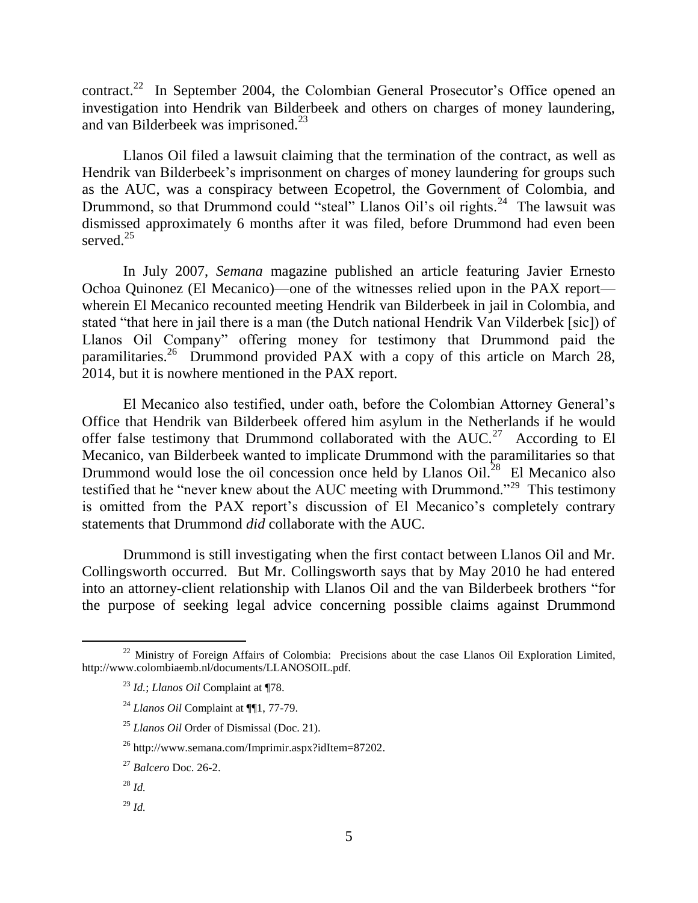contract.[22] In September 2004, the Colombian General Prosecutor's Office opened an investigation into Hendrik van Bilderbeek and others on charges of money laundering, and van Bilderbeek was imprisoned.[23]

Llanos Oil filed a lawsuit claiming that the termination of the contract, as well as Hendrik van Bilderbeek's imprisonment on charges of money laundering for groups such as the AUC, was a conspiracy between Ecopetrol, the Government of Colombia, and Drummond, so that Drummond could "steal" Llanos Oil's oil rights.[24] The lawsuit was dismissed approximately 6 months after it was filed, before Drummond had even been served.[25]

In July 2007, *Semana* magazine published an article featuring Javier Ernesto Ochoa Quinonez (El Mecanico)—one of the witnesses relied upon in the PAX report—wherein El Mecanico recounted meeting Hendrik van Bilderbeek in jail in Colombia, and stated "that here in jail there is a man (the Dutch national Hendrik Van Vilderbek [sic]) of Llanos Oil Company" offering money for testimony that Drummond paid the paramilitaries.[26] Drummond provided PAX with a copy of this article on March 28, 2014, but it is nowhere mentioned in the PAX report.

El Mecanico also testified, under oath, before the Colombian Attorney General's Office that Hendrik van Bilderbeek offered him asylum in the Netherlands if he would offer false testimony that Drummond collaborated with the AUC.[27] According to El Mecanico, van Bilderbeek wanted to implicate Drummond with the paramilitaries so that Drummond would lose the oil concession once held by Llanos Oil.[28] El Mecanico also testified that he "never knew about the AUC meeting with Drummond."[29] This testimony is omitted from the PAX report's discussion of El Mecanico's completely contrary statements that Drummond *did* collaborate with the AUC.

Drummond is still investigating when the first contact between Llanos Oil and Mr. Collingsworth occurred. But Mr. Collingsworth says that by May 2010 he had entered into an attorney-client relationship with Llanos Oil and the van Bilderbeek brothers "for the purpose of seeking legal advice concerning possible claims against Drummond

---

[22] Ministry of Foreign Affairs of Colombia: Precisions about the case Llanos Oil Exploration Limited, http://www.colombiaemb.nl/documents/LLANOSOIL.pdf.

[23] *Id.*; *Llanos Oil* Complaint at ¶78.

[24] *Llanos Oil* Complaint at ¶¶1, 77-79.

[25] *Llanos Oil* Order of Dismissal (Doc. 21).

[26] http://www.semana.com/Imprimir.aspx?idItem=87202.

[27] *Balcero* Doc. 26-2.

[28] *Id.*

[29] *Id.*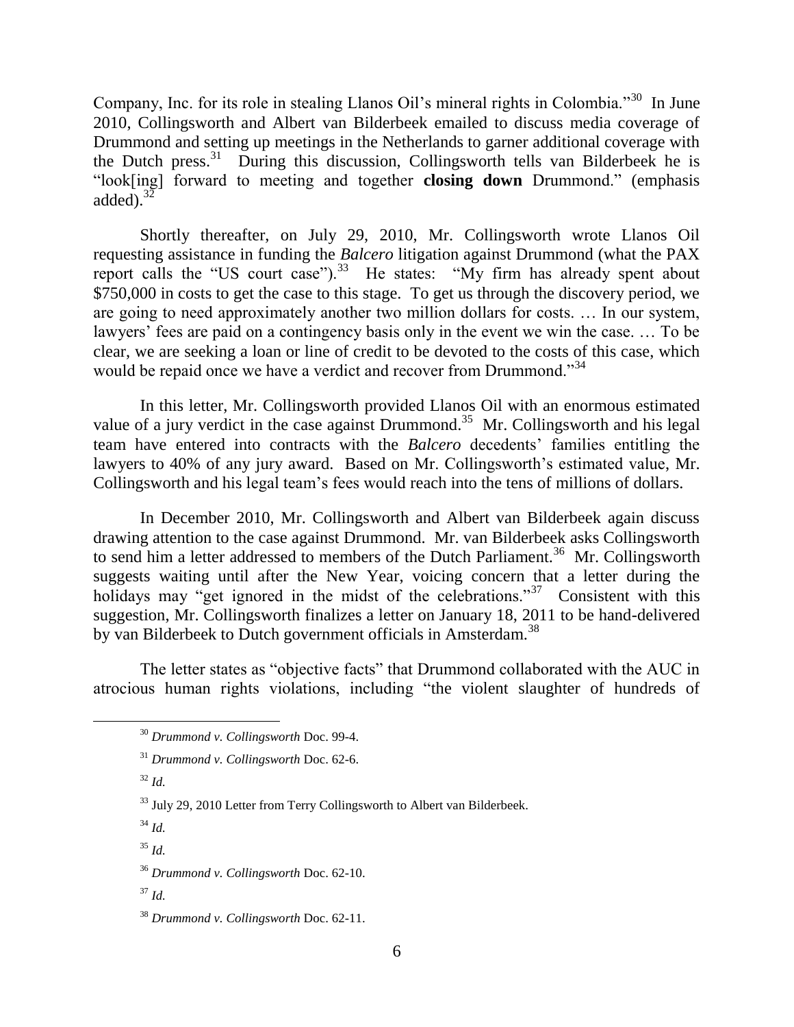Company, Inc. for its role in stealing Llanos Oil's mineral rights in Colombia."[30] In June 2010, Collingsworth and Albert van Bilderbeek emailed to discuss media coverage of Drummond and setting up meetings in the Netherlands to garner additional coverage with the Dutch press.[31] During this discussion, Collingsworth tells van Bilderbeek he is "look[ing] forward to meeting and together **closing down** Drummond." (emphasis added).[32]

Shortly thereafter, on July 29, 2010, Mr. Collingsworth wrote Llanos Oil requesting assistance in funding the *Balcero* litigation against Drummond (what the PAX report calls the "US court case").[33] He states: "My firm has already spent about $750,000 in costs to get the case to this stage. To get us through the discovery period, we are going to need approximately another two million dollars for costs. … In our system, lawyers' fees are paid on a contingency basis only in the event we win the case. … To be clear, we are seeking a loan or line of credit to be devoted to the costs of this case, which would be repaid once we have a verdict and recover from Drummond."[34]

In this letter, Mr. Collingsworth provided Llanos Oil with an enormous estimated value of a jury verdict in the case against Drummond.[35] Mr. Collingsworth and his legal team have entered into contracts with the *Balcero* decedents' families entitling the lawyers to 40% of any jury award. Based on Mr. Collingsworth's estimated value, Mr. Collingsworth and his legal team's fees would reach into the tens of millions of dollars.

In December 2010, Mr. Collingsworth and Albert van Bilderbeek again discuss drawing attention to the case against Drummond. Mr. van Bilderbeek asks Collingsworth to send him a letter addressed to members of the Dutch Parliament.[36] Mr. Collingsworth suggests waiting until after the New Year, voicing concern that a letter during the holidays may "get ignored in the midst of the celebrations."[37] Consistent with this suggestion, Mr. Collingsworth finalizes a letter on January 18, 2011 to be hand-delivered by van Bilderbeek to Dutch government officials in Amsterdam.[38]

The letter states as "objective facts" that Drummond collaborated with the AUC in atrocious human rights violations, including "the violent slaughter of hundreds of

---

[30] *Drummond v. Collingsworth* Doc. 99-4.

[31] *Drummond v. Collingsworth* Doc. 62-6.

[32] *Id.*

[33] July 29, 2010 Letter from Terry Collingsworth to Albert van Bilderbeek.

[34] *Id.*

[35] *Id.*

[36] *Drummond v. Collingsworth* Doc. 62-10.

[37] *Id.*

[38] *Drummond v. Collingsworth* Doc. 62-11.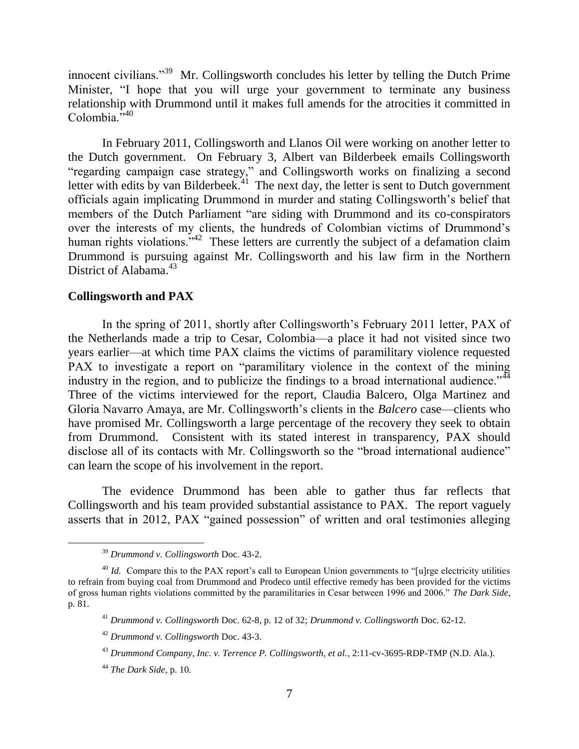innocent civilians."[39] Mr. Collingsworth concludes his letter by telling the Dutch Prime Minister, "I hope that you will urge your government to terminate any business relationship with Drummond until it makes full amends for the atrocities it committed in Colombia."[40]

In February 2011, Collingsworth and Llanos Oil were working on another letter to the Dutch government. On February 3, Albert van Bilderbeek emails Collingsworth "regarding campaign case strategy," and Collingsworth works on finalizing a second letter with edits by van Bilderbeek.[41] The next day, the letter is sent to Dutch government officials again implicating Drummond in murder and stating Collingsworth's belief that members of the Dutch Parliament "are siding with Drummond and its co-conspirators over the interests of my clients, the hundreds of Colombian victims of Drummond's human rights violations."[42] These letters are currently the subject of a defamation claim Drummond is pursuing against Mr. Collingsworth and his law firm in the Northern District of Alabama.[43]

**Collingsworth and PAX**

In the spring of 2011, shortly after Collingsworth's February 2011 letter, PAX of the Netherlands made a trip to Cesar, Colombia—a place it had not visited since two years earlier—at which time PAX claims the victims of paramilitary violence requested PAX to investigate a report on "paramilitary violence in the context of the mining industry in the region, and to publicize the findings to a broad international audience."[44] Three of the victims interviewed for the report, Claudia Balcero, Olga Martinez and Gloria Navarro Amaya, are Mr. Collingsworth's clients in the *Balcero* case—clients who have promised Mr. Collingsworth a large percentage of the recovery they seek to obtain from Drummond. Consistent with its stated interest in transparency, PAX should disclose all of its contacts with Mr. Collingsworth so the "broad international audience" can learn the scope of his involvement in the report.

The evidence Drummond has been able to gather thus far reflects that Collingsworth and his team provided substantial assistance to PAX. The report vaguely asserts that in 2012, PAX "gained possession" of written and oral testimonies alleging

---

[39] *Drummond v. Collingsworth* Doc. 43-2.

[40] *Id.* Compare this to the PAX report's call to European Union governments to "[u]rge electricity utilities to refrain from buying coal from Drummond and Prodeco until effective remedy has been provided for the victims of gross human rights violations committed by the paramilitaries in Cesar between 1996 and 2006." *The Dark Side*, p. 81.

[41] *Drummond v. Collingsworth* Doc. 62-8, p. 12 of 32; *Drummond v. Collingsworth* Doc. 62-12.

[42] *Drummond v. Collingsworth* Doc. 43-3.

[43] *Drummond Company, Inc. v. Terrence P. Collingsworth, et al.*, 2:11-cv-3695-RDP-TMP (N.D. Ala.).

[44] *The Dark Side*, p. 10.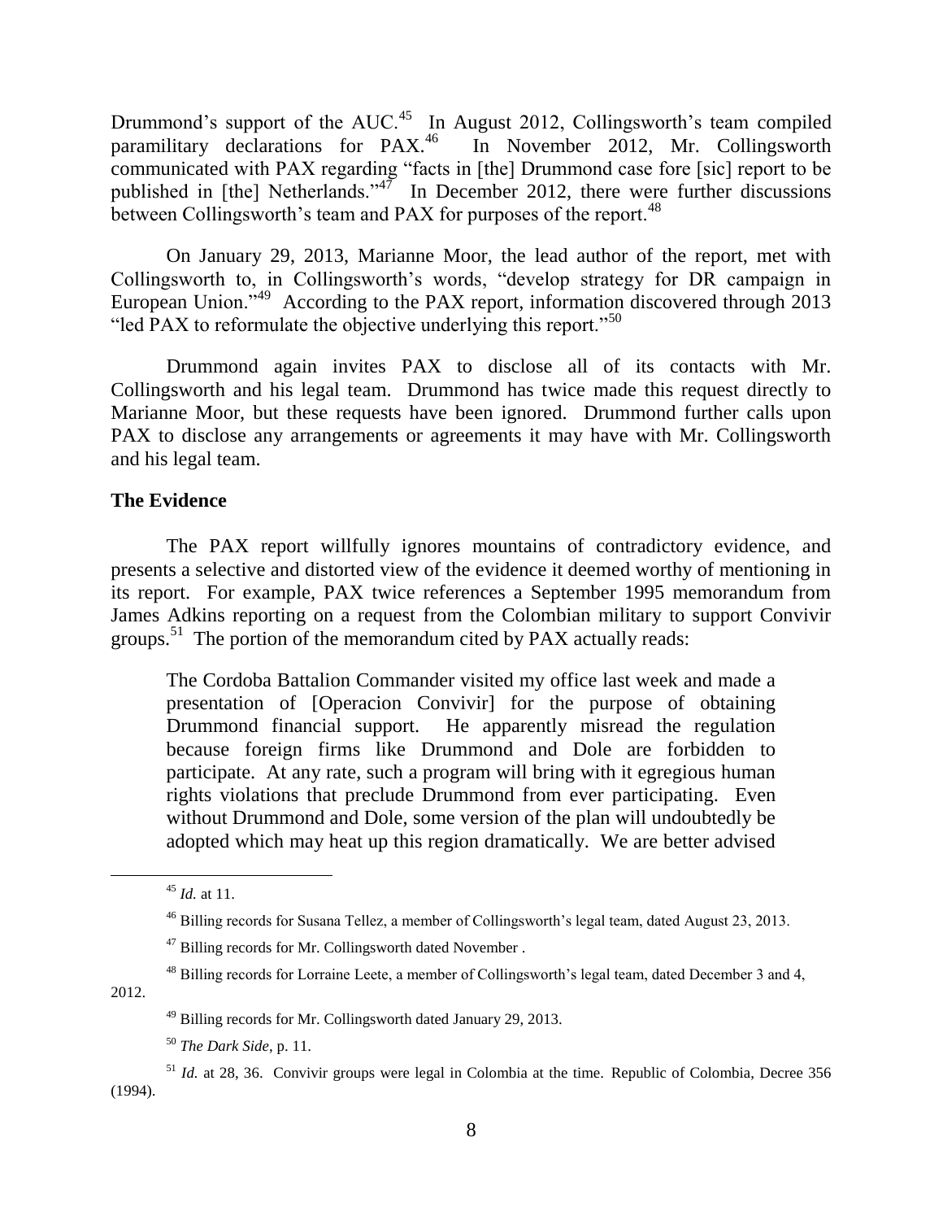Drummond's support of the AUC.[45] In August 2012, Collingsworth's team compiled paramilitary declarations for PAX.[46] In November 2012, Mr. Collingsworth communicated with PAX regarding "facts in [the] Drummond case fore [sic] report to be published in [the] Netherlands."[47] In December 2012, there were further discussions between Collingsworth's team and PAX for purposes of the report.[48]

On January 29, 2013, Marianne Moor, the lead author of the report, met with Collingsworth to, in Collingsworth's words, "develop strategy for DR campaign in European Union."[49] According to the PAX report, information discovered through 2013 "led PAX to reformulate the objective underlying this report."[50]

Drummond again invites PAX to disclose all of its contacts with Mr. Collingsworth and his legal team. Drummond has twice made this request directly to Marianne Moor, but these requests have been ignored. Drummond further calls upon PAX to disclose any arrangements or agreements it may have with Mr. Collingsworth and his legal team.

### The Evidence

The PAX report willfully ignores mountains of contradictory evidence, and presents a selective and distorted view of the evidence it deemed worthy of mentioning in its report. For example, PAX twice references a September 1995 memorandum from James Adkins reporting on a request from the Colombian military to support Convivir groups.[51] The portion of the memorandum cited by PAX actually reads:

> The Cordoba Battalion Commander visited my office last week and made a presentation of [Operacion Convivir] for the purpose of obtaining Drummond financial support. He apparently misread the regulation because foreign firms like Drummond and Dole are forbidden to participate. At any rate, such a program will bring with it egregious human rights violations that preclude Drummond from ever participating. Even without Drummond and Dole, some version of the plan will undoubtedly be adopted which may heat up this region dramatically. We are better advised

---

[45] *Id.* at 11.

[46] Billing records for Susana Tellez, a member of Collingsworth's legal team, dated August 23, 2013.

[47] Billing records for Mr. Collingsworth dated November .

[48] Billing records for Lorraine Leete, a member of Collingsworth's legal team, dated December 3 and 4, 2012.

[49] Billing records for Mr. Collingsworth dated January 29, 2013.

[50] *The Dark Side*, p. 11.

[51] *Id.* at 28, 36. Convivir groups were legal in Colombia at the time. Republic of Colombia, Decree 356 (1994).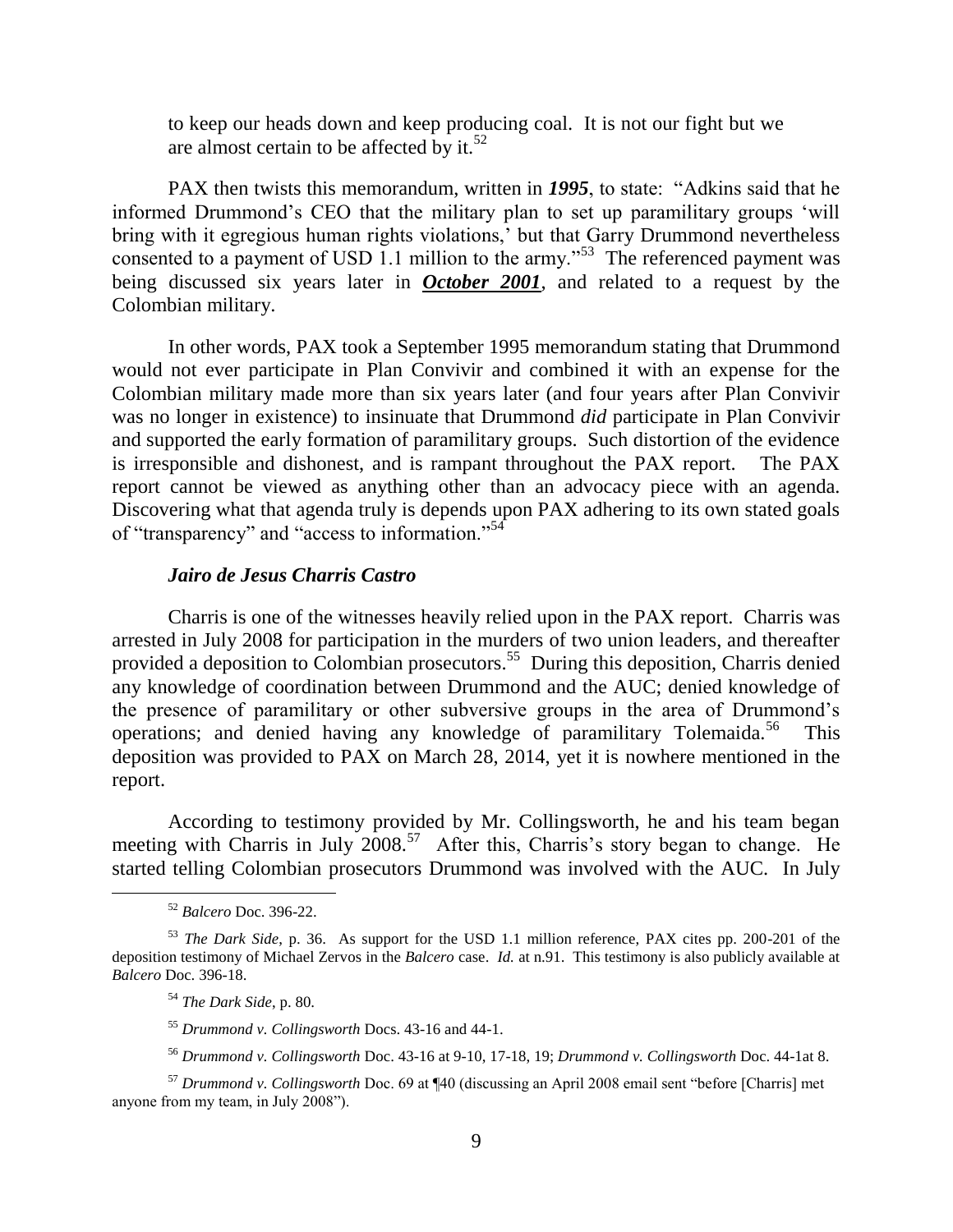to keep our heads down and keep producing coal. It is not our fight but we are almost certain to be affected by it.[52]

PAX then twists this memorandum, written in ***1995***, to state: "Adkins said that he informed Drummond's CEO that the military plan to set up paramilitary groups 'will bring with it egregious human rights violations,' but that Garry Drummond nevertheless consented to a payment of USD 1.1 million to the army."[53] The referenced payment was being discussed six years later in ***October 2001***, and related to a request by the Colombian military.

In other words, PAX took a September 1995 memorandum stating that Drummond would not ever participate in Plan Convivir and combined it with an expense for the Colombian military made more than six years later (and four years after Plan Convivir was no longer in existence) to insinuate that Drummond *did* participate in Plan Convivir and supported the early formation of paramilitary groups. Such distortion of the evidence is irresponsible and dishonest, and is rampant throughout the PAX report. The PAX report cannot be viewed as anything other than an advocacy piece with an agenda. Discovering what that agenda truly is depends upon PAX adhering to its own stated goals of "transparency" and "access to information."[54]

***Jairo de Jesus Charris Castro***

Charris is one of the witnesses heavily relied upon in the PAX report. Charris was arrested in July 2008 for participation in the murders of two union leaders, and thereafter provided a deposition to Colombian prosecutors.[55] During this deposition, Charris denied any knowledge of coordination between Drummond and the AUC; denied knowledge of the presence of paramilitary or other subversive groups in the area of Drummond's operations; and denied having any knowledge of paramilitary Tolemaida.[56] This deposition was provided to PAX on March 28, 2014, yet it is nowhere mentioned in the report.

According to testimony provided by Mr. Collingsworth, he and his team began meeting with Charris in July 2008.[57] After this, Charris's story began to change. He started telling Colombian prosecutors Drummond was involved with the AUC. In July

---

[52] *Balcero* Doc. 396-22.

[53] *The Dark Side*, p. 36. As support for the USD 1.1 million reference, PAX cites pp. 200-201 of the deposition testimony of Michael Zervos in the *Balcero* case. *Id.* at n.91. This testimony is also publicly available at *Balcero* Doc. 396-18.

[54] *The Dark Side*, p. 80.

[55] *Drummond v. Collingsworth* Docs. 43-16 and 44-1.

[56] *Drummond v. Collingsworth* Doc. 43-16 at 9-10, 17-18, 19; *Drummond v. Collingsworth* Doc. 44-1at 8.

[57] *Drummond v. Collingsworth* Doc. 69 at ¶40 (discussing an April 2008 email sent "before [Charris] met anyone from my team, in July 2008").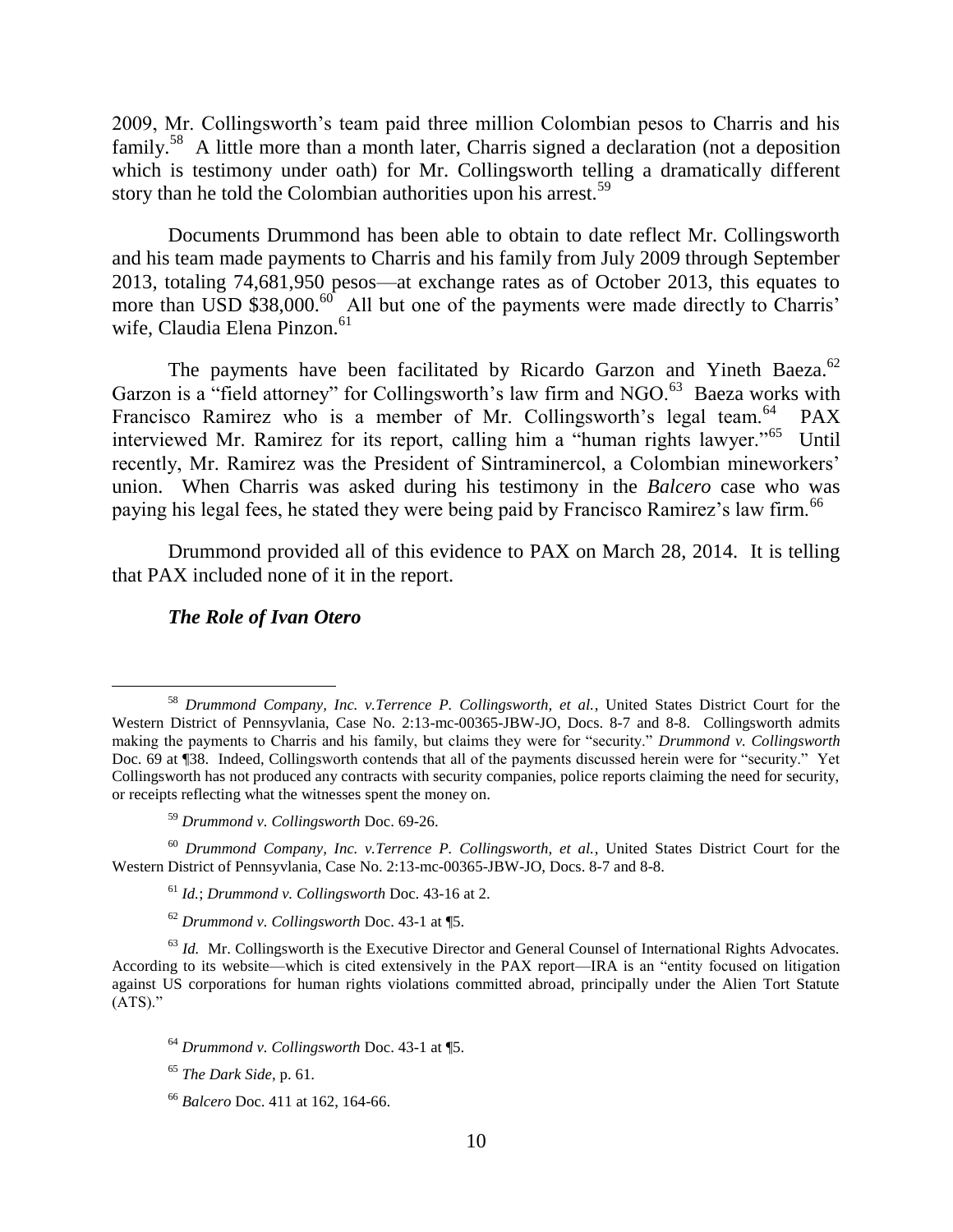2009, Mr. Collingsworth's team paid three million Colombian pesos to Charris and his family.[58] A little more than a month later, Charris signed a declaration (not a deposition which is testimony under oath) for Mr. Collingsworth telling a dramatically different story than he told the Colombian authorities upon his arrest.[59]

Documents Drummond has been able to obtain to date reflect Mr. Collingsworth and his team made payments to Charris and his family from July 2009 through September 2013, totaling 74,681,950 pesos—at exchange rates as of October 2013, this equates to more than USD $38,000.[60] All but one of the payments were made directly to Charris' wife, Claudia Elena Pinzon.[61]

The payments have been facilitated by Ricardo Garzon and Yineth Baeza.[62] Garzon is a "field attorney" for Collingsworth's law firm and NGO.[63] Baeza works with Francisco Ramirez who is a member of Mr. Collingsworth's legal team.[64] PAX interviewed Mr. Ramirez for its report, calling him a "human rights lawyer."[65] Until recently, Mr. Ramirez was the President of Sintraminercol, a Colombian mineworkers' union. When Charris was asked during his testimony in the *Balcero* case who was paying his legal fees, he stated they were being paid by Francisco Ramirez's law firm.[66]

Drummond provided all of this evidence to PAX on March 28, 2014. It is telling that PAX included none of it in the report.

### *The Role of Ivan Otero*

---

[58] *Drummond Company, Inc. v.Terrence P. Collingsworth, et al.*, United States District Court for the Western District of Pennsyvlania, Case No. 2:13-mc-00365-JBW-JO, Docs. 8-7 and 8-8. Collingsworth admits making the payments to Charris and his family, but claims they were for "security." *Drummond v. Collingsworth* Doc. 69 at ¶38. Indeed, Collingsworth contends that all of the payments discussed herein were for "security." Yet Collingsworth has not produced any contracts with security companies, police reports claiming the need for security, or receipts reflecting what the witnesses spent the money on.

[59] *Drummond v. Collingsworth* Doc. 69-26.

[60] *Drummond Company, Inc. v.Terrence P. Collingsworth, et al.*, United States District Court for the Western District of Pennsyvlania, Case No. 2:13-mc-00365-JBW-JO, Docs. 8-7 and 8-8.

[61] *Id.*; *Drummond v. Collingsworth* Doc. 43-16 at 2.

[62] *Drummond v. Collingsworth* Doc. 43-1 at ¶5.

[63] *Id.* Mr. Collingsworth is the Executive Director and General Counsel of International Rights Advocates. According to its website—which is cited extensively in the PAX report—IRA is an "entity focused on litigation against US corporations for human rights violations committed abroad, principally under the Alien Tort Statute (ATS)."

[64] *Drummond v. Collingsworth* Doc. 43-1 at ¶5.

[65] *The Dark Side*, p. 61.

[66] *Balcero* Doc. 411 at 162, 164-66.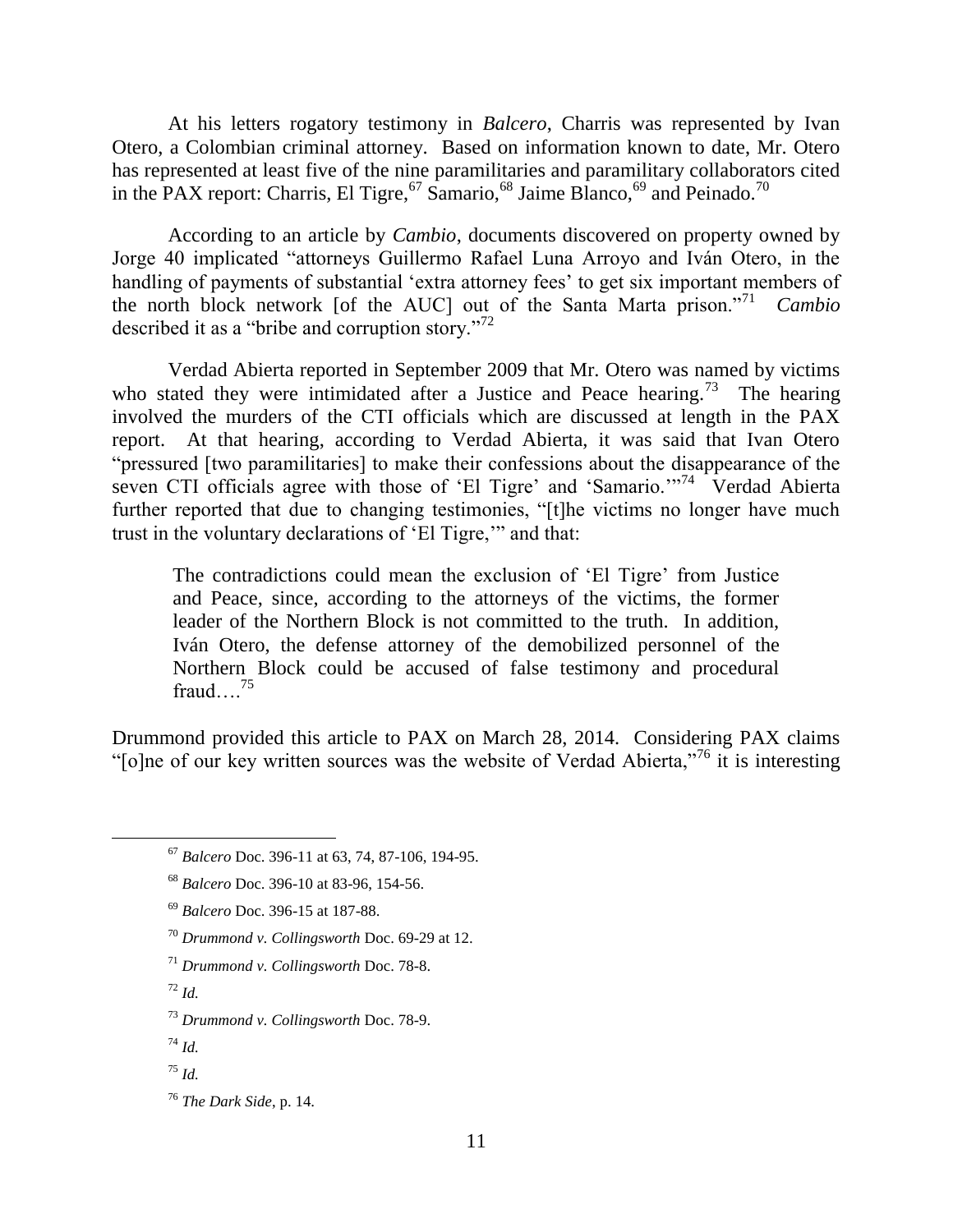At his letters rogatory testimony in *Balcero*, Charris was represented by Ivan Otero, a Colombian criminal attorney. Based on information known to date, Mr. Otero has represented at least five of the nine paramilitaries and paramilitary collaborators cited in the PAX report: Charris, El Tigre,[67] Samario,[68] Jaime Blanco,[69] and Peinado.[70]

According to an article by *Cambio*, documents discovered on property owned by Jorge 40 implicated "attorneys Guillermo Rafael Luna Arroyo and Iván Otero, in the handling of payments of substantial 'extra attorney fees' to get six important members of the north block network [of the AUC] out of the Santa Marta prison."[71] *Cambio* described it as a "bribe and corruption story."[72]

Verdad Abierta reported in September 2009 that Mr. Otero was named by victims who stated they were intimidated after a Justice and Peace hearing.[73] The hearing involved the murders of the CTI officials which are discussed at length in the PAX report. At that hearing, according to Verdad Abierta, it was said that Ivan Otero "pressured [two paramilitaries] to make their confessions about the disappearance of the seven CTI officials agree with those of 'El Tigre' and 'Samario.'"[74] Verdad Abierta further reported that due to changing testimonies, "[t]he victims no longer have much trust in the voluntary declarations of 'El Tigre,'" and that:

> The contradictions could mean the exclusion of 'El Tigre' from Justice and Peace, since, according to the attorneys of the victims, the former leader of the Northern Block is not committed to the truth. In addition, Iván Otero, the defense attorney of the demobilized personnel of the Northern Block could be accused of false testimony and procedural fraud….[75]

Drummond provided this article to PAX on March 28, 2014. Considering PAX claims "[o]ne of our key written sources was the website of Verdad Abierta,"[76] it is interesting

---

[67] *Balcero* Doc. 396-11 at 63, 74, 87-106, 194-95.

[68] *Balcero* Doc. 396-10 at 83-96, 154-56.

[69] *Balcero* Doc. 396-15 at 187-88.

[70] *Drummond v. Collingsworth* Doc. 69-29 at 12.

[71] *Drummond v. Collingsworth* Doc. 78-8.

[72] *Id.*

[73] *Drummond v. Collingsworth* Doc. 78-9.

[74] *Id.*

[75] *Id.*

[76] *The Dark Side*, p. 14.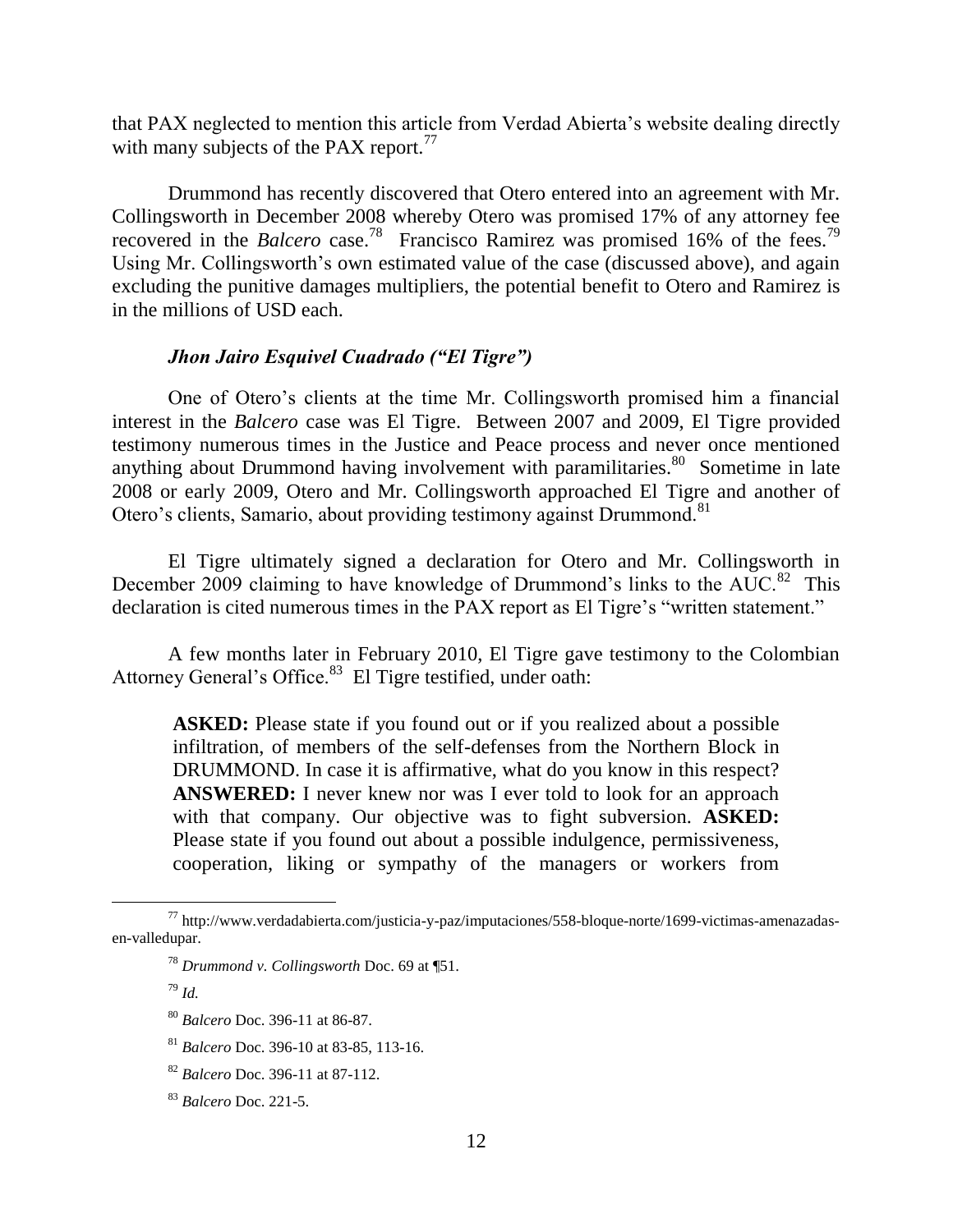that PAX neglected to mention this article from Verdad Abierta's website dealing directly with many subjects of the PAX report.[77]

Drummond has recently discovered that Otero entered into an agreement with Mr. Collingsworth in December 2008 whereby Otero was promised 17% of any attorney fee recovered in the *Balcero* case.[78] Francisco Ramirez was promised 16% of the fees.[79] Using Mr. Collingsworth's own estimated value of the case (discussed above), and again excluding the punitive damages multipliers, the potential benefit to Otero and Ramirez is in the millions of USD each.

***Jhon Jairo Esquivel Cuadrado ("El Tigre")***

One of Otero's clients at the time Mr. Collingsworth promised him a financial interest in the *Balcero* case was El Tigre. Between 2007 and 2009, El Tigre provided testimony numerous times in the Justice and Peace process and never once mentioned anything about Drummond having involvement with paramilitaries.[80] Sometime in late 2008 or early 2009, Otero and Mr. Collingsworth approached El Tigre and another of Otero's clients, Samario, about providing testimony against Drummond.[81]

El Tigre ultimately signed a declaration for Otero and Mr. Collingsworth in December 2009 claiming to have knowledge of Drummond's links to the AUC.[82] This declaration is cited numerous times in the PAX report as El Tigre's "written statement."

A few months later in February 2010, El Tigre gave testimony to the Colombian Attorney General's Office.[83] El Tigre testified, under oath:

> **ASKED:** Please state if you found out or if you realized about a possible infiltration, of members of the self-defenses from the Northern Block in DRUMMOND. In case it is affirmative, what do you know in this respect? **ANSWERED:** I never knew nor was I ever told to look for an approach with that company. Our objective was to fight subversion. **ASKED:** Please state if you found out about a possible indulgence, permissiveness, cooperation, liking or sympathy of the managers or workers from

---

[77] http://www.verdadabierta.com/justicia-y-paz/imputaciones/558-bloque-norte/1699-victimas-amenazadas-en-valledupar.

[78] *Drummond v. Collingsworth* Doc. 69 at ¶51.

[79] *Id.*

[80] *Balcero* Doc. 396-11 at 86-87.

[81] *Balcero* Doc. 396-10 at 83-85, 113-16.

[82] *Balcero* Doc. 396-11 at 87-112.

[83] *Balcero* Doc. 221-5.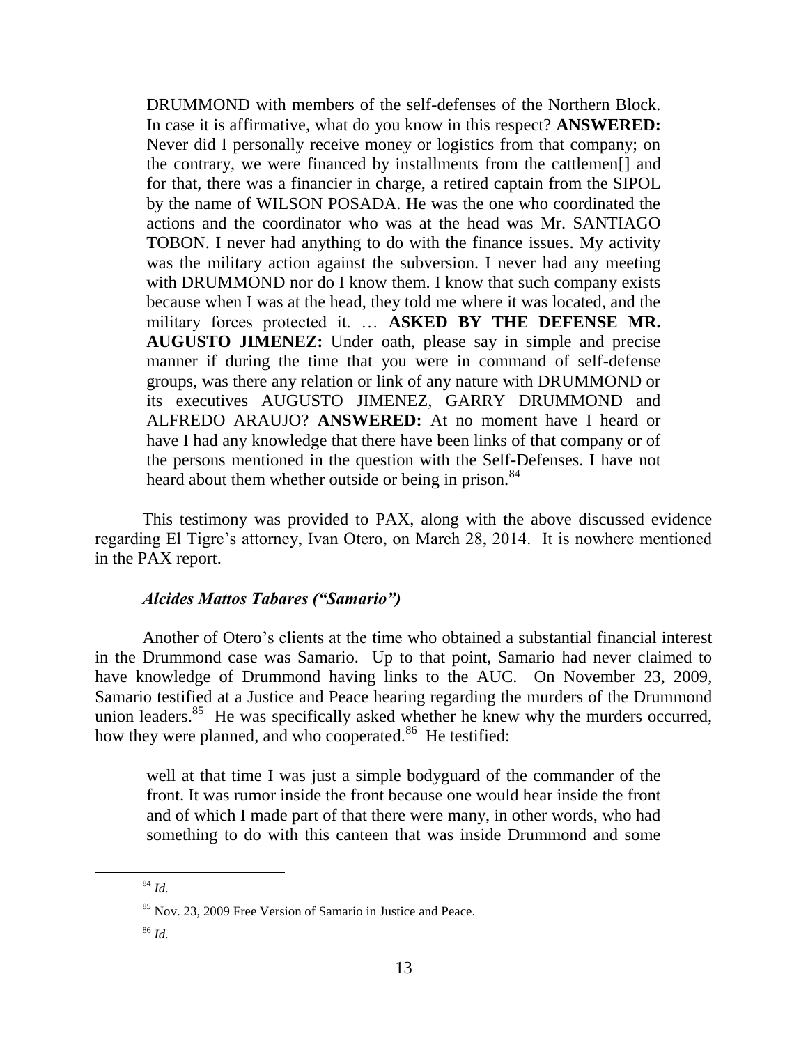> DRUMMOND with members of the self-defenses of the Northern Block. In case it is affirmative, what do you know in this respect? **ANSWERED:** Never did I personally receive money or logistics from that company; on the contrary, we were financed by installments from the cattlemen[] and for that, there was a financier in charge, a retired captain from the SIPOL by the name of WILSON POSADA. He was the one who coordinated the actions and the coordinator who was at the head was Mr. SANTIAGO TOBON. I never had anything to do with the finance issues. My activity was the military action against the subversion. I never had any meeting with DRUMMOND nor do I know them. I know that such company exists because when I was at the head, they told me where it was located, and the military forces protected it. … **ASKED BY THE DEFENSE MR. AUGUSTO JIMENEZ:** Under oath, please say in simple and precise manner if during the time that you were in command of self-defense groups, was there any relation or link of any nature with DRUMMOND or its executives AUGUSTO JIMENEZ, GARRY DRUMMOND and ALFREDO ARAUJO? **ANSWERED:** At no moment have I heard or have I had any knowledge that there have been links of that company or of the persons mentioned in the question with the Self-Defenses. I have not heard about them whether outside or being in prison.[84]

This testimony was provided to PAX, along with the above discussed evidence regarding El Tigre's attorney, Ivan Otero, on March 28, 2014. It is nowhere mentioned in the PAX report.

### *Alcides Mattos Tabares ("Samario")*

Another of Otero's clients at the time who obtained a substantial financial interest in the Drummond case was Samario. Up to that point, Samario had never claimed to have knowledge of Drummond having links to the AUC. On November 23, 2009, Samario testified at a Justice and Peace hearing regarding the murders of the Drummond union leaders.[85] He was specifically asked whether he knew why the murders occurred, how they were planned, and who cooperated.[86] He testified:

> well at that time I was just a simple bodyguard of the commander of the front. It was rumor inside the front because one would hear inside the front and of which I made part of that there were many, in other words, who had something to do with this canteen that was inside Drummond and some

[84] *Id.*

[85] Nov. 23, 2009 Free Version of Samario in Justice and Peace.

[86] *Id.*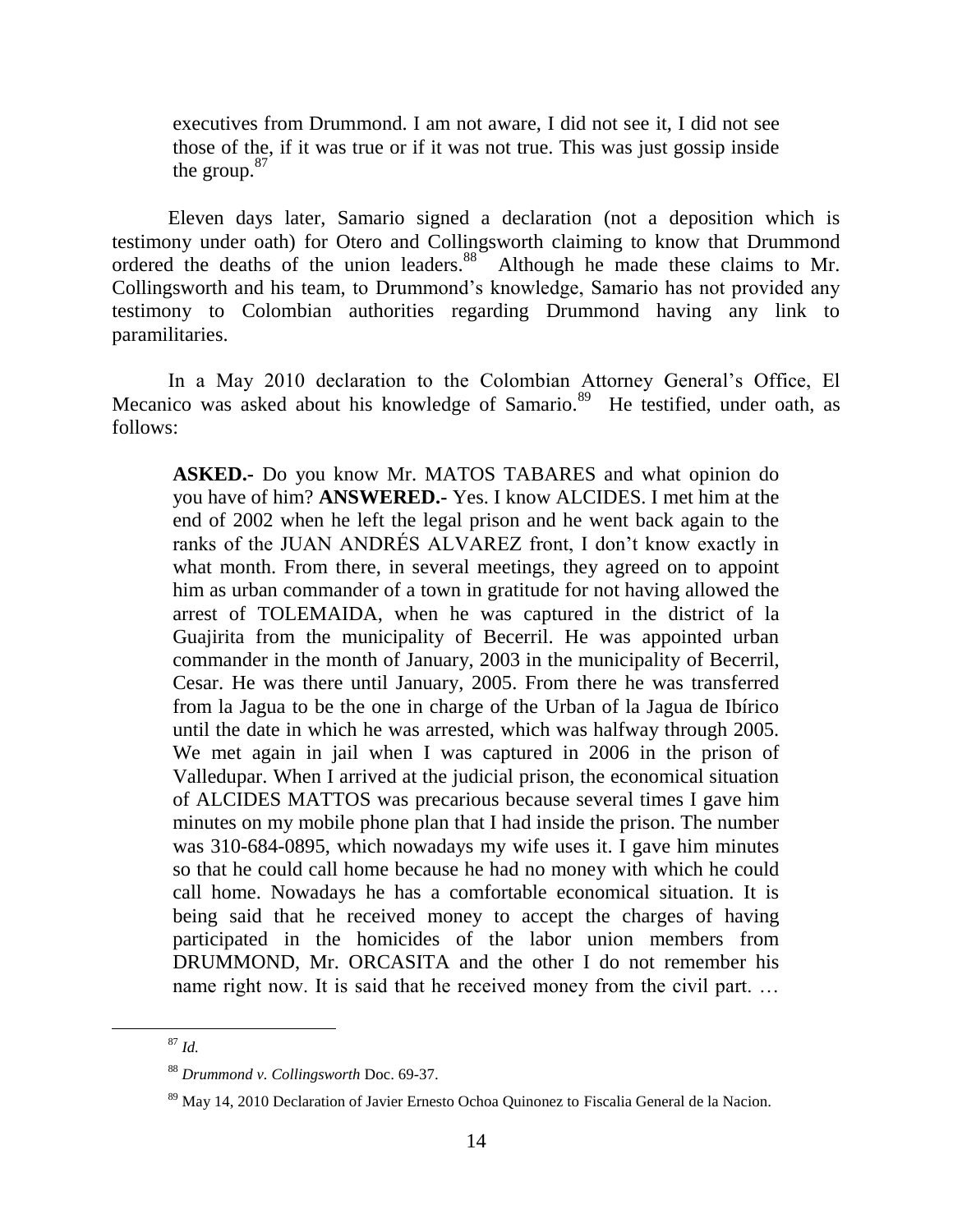> executives from Drummond. I am not aware, I did not see it, I did not see those of the, if it was true or if it was not true. This was just gossip inside the group.[87]

Eleven days later, Samario signed a declaration (not a deposition which is testimony under oath) for Otero and Collingsworth claiming to know that Drummond ordered the deaths of the union leaders.[88] Although he made these claims to Mr. Collingsworth and his team, to Drummond's knowledge, Samario has not provided any testimony to Colombian authorities regarding Drummond having any link to paramilitaries.

In a May 2010 declaration to the Colombian Attorney General's Office, El Mecanico was asked about his knowledge of Samario.[89] He testified, under oath, as follows:

> **ASKED.-** Do you know Mr. MATOS TABARES and what opinion do you have of him? **ANSWERED.-** Yes. I know ALCIDES. I met him at the end of 2002 when he left the legal prison and he went back again to the ranks of the JUAN ANDRÉS ALVAREZ front, I don't know exactly in what month. From there, in several meetings, they agreed on to appoint him as urban commander of a town in gratitude for not having allowed the arrest of TOLEMAIDA, when he was captured in the district of la Guajirita from the municipality of Becerril. He was appointed urban commander in the month of January, 2003 in the municipality of Becerril, Cesar. He was there until January, 2005. From there he was transferred from la Jagua to be the one in charge of the Urban of la Jagua de Ibírico until the date in which he was arrested, which was halfway through 2005. We met again in jail when I was captured in 2006 in the prison of Valledupar. When I arrived at the judicial prison, the economical situation of ALCIDES MATTOS was precarious because several times I gave him minutes on my mobile phone plan that I had inside the prison. The number was 310-684-0895, which nowadays my wife uses it. I gave him minutes so that he could call home because he had no money with which he could call home. Nowadays he has a comfortable economical situation. It is being said that he received money to accept the charges of having participated in the homicides of the labor union members from DRUMMOND, Mr. ORCASITA and the other I do not remember his name right now. It is said that he received money from the civil part. …

---

[87] *Id.*

[88] *Drummond v. Collingsworth* Doc. 69-37.

[89] May 14, 2010 Declaration of Javier Ernesto Ochoa Quinonez to Fiscalia General de la Nacion.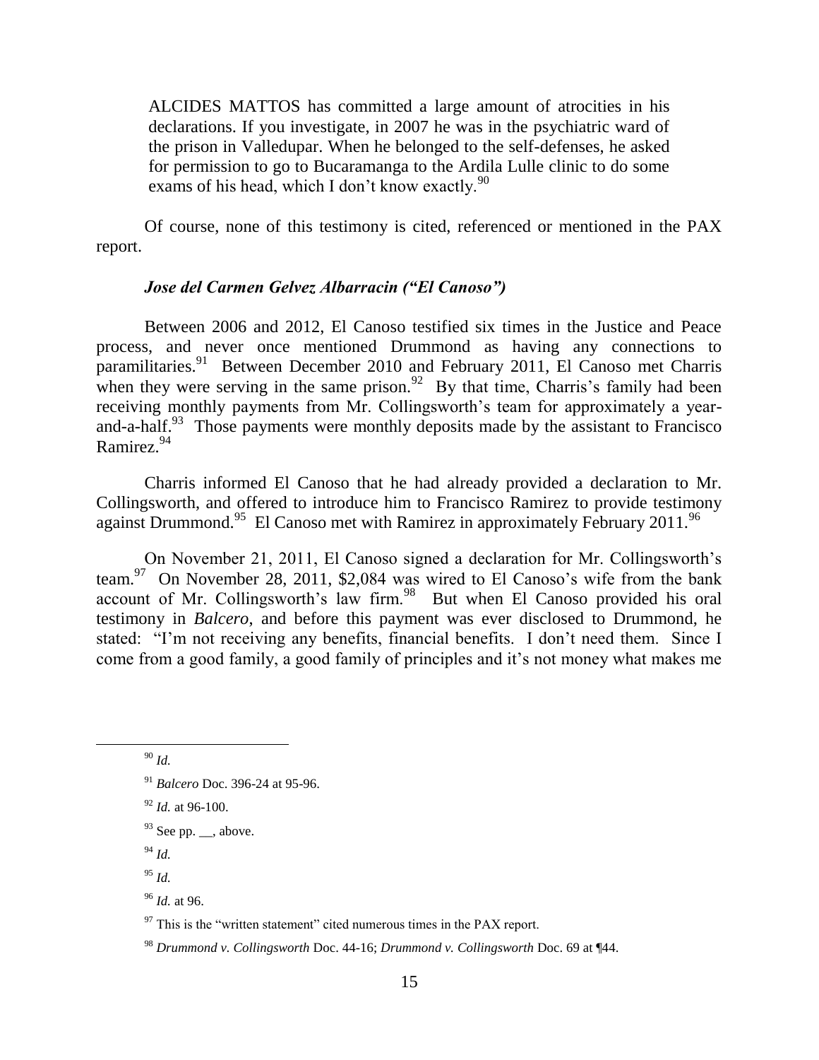> ALCIDES MATTOS has committed a large amount of atrocities in his declarations. If you investigate, in 2007 he was in the psychiatric ward of the prison in Valledupar. When he belonged to the self-defenses, he asked for permission to go to Bucaramanga to the Ardila Lulle clinic to do some exams of his head, which I don't know exactly.[90]

Of course, none of this testimony is cited, referenced or mentioned in the PAX report.

***Jose del Carmen Gelvez Albarracin ("El Canoso")***

Between 2006 and 2012, El Canoso testified six times in the Justice and Peace process, and never once mentioned Drummond as having any connections to paramilitaries.[91] Between December 2010 and February 2011, El Canoso met Charris when they were serving in the same prison.[92] By that time, Charris's family had been receiving monthly payments from Mr. Collingsworth's team for approximately a year-and-a-half.[93] Those payments were monthly deposits made by the assistant to Francisco Ramirez.[94]

Charris informed El Canoso that he had already provided a declaration to Mr. Collingsworth, and offered to introduce him to Francisco Ramirez to provide testimony against Drummond.[95] El Canoso met with Ramirez in approximately February 2011.[96]

On November 21, 2011, El Canoso signed a declaration for Mr. Collingsworth's team.[97] On November 28, 2011, $2,084 was wired to El Canoso's wife from the bank account of Mr. Collingsworth's law firm.[98] But when El Canoso provided his oral testimony in *Balcero*, and before this payment was ever disclosed to Drummond, he stated: "I'm not receiving any benefits, financial benefits. I don't need them. Since I come from a good family, a good family of principles and it's not money what makes me

---

[90] *Id.*

[91] *Balcero* Doc. 396-24 at 95-96.

[92] *Id.* at 96-100.

[93] See pp. __, above.

[94] *Id.*

[95] *Id.*

[96] *Id.* at 96.

[97] This is the "written statement" cited numerous times in the PAX report.

[98] *Drummond v. Collingsworth* Doc. 44-16; *Drummond v. Collingsworth* Doc. 69 at ¶44.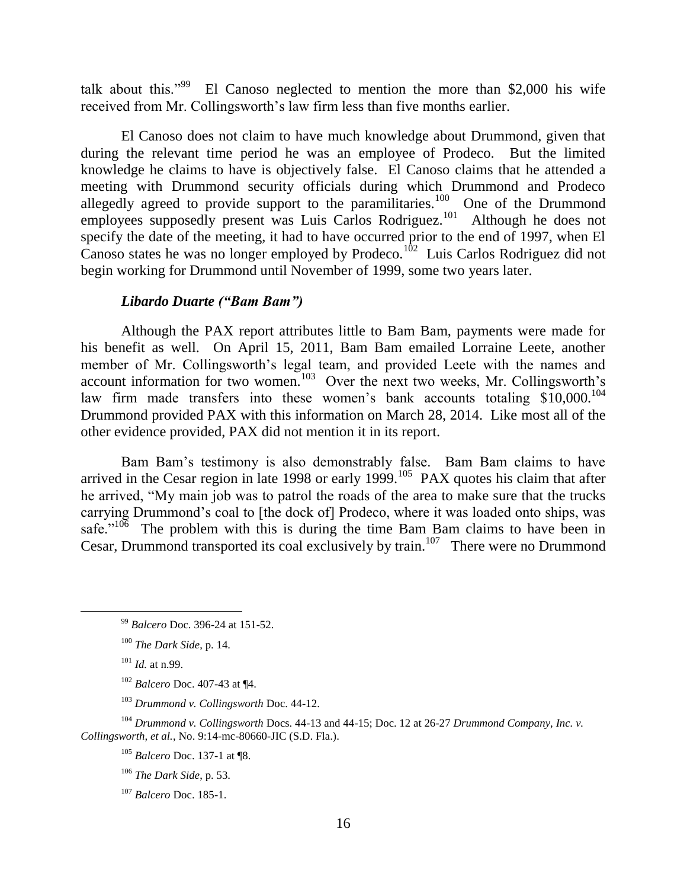talk about this."[99] El Canoso neglected to mention the more than $2,000 his wife received from Mr. Collingsworth's law firm less than five months earlier.

El Canoso does not claim to have much knowledge about Drummond, given that during the relevant time period he was an employee of Prodeco. But the limited knowledge he claims to have is objectively false. El Canoso claims that he attended a meeting with Drummond security officials during which Drummond and Prodeco allegedly agreed to provide support to the paramilitaries.[100] One of the Drummond employees supposedly present was Luis Carlos Rodriguez.[101] Although he does not specify the date of the meeting, it had to have occurred prior to the end of 1997, when El Canoso states he was no longer employed by Prodeco.[102] Luis Carlos Rodriguez did not begin working for Drummond until November of 1999, some two years later.

***Libardo Duarte ("Bam Bam")***

Although the PAX report attributes little to Bam Bam, payments were made for his benefit as well. On April 15, 2011, Bam Bam emailed Lorraine Leete, another member of Mr. Collingsworth's legal team, and provided Leete with the names and account information for two women.[103] Over the next two weeks, Mr. Collingsworth's law firm made transfers into these women's bank accounts totaling $10,000.[104] Drummond provided PAX with this information on March 28, 2014. Like most all of the other evidence provided, PAX did not mention it in its report.

Bam Bam's testimony is also demonstrably false. Bam Bam claims to have arrived in the Cesar region in late 1998 or early 1999.[105] PAX quotes his claim that after he arrived, "My main job was to patrol the roads of the area to make sure that the trucks carrying Drummond's coal to [the dock of] Prodeco, where it was loaded onto ships, was safe."[106] The problem with this is during the time Bam Bam claims to have been in Cesar, Drummond transported its coal exclusively by train.[107] There were no Drummond

---

[99] *Balcero* Doc. 396-24 at 151-52.

[100] *The Dark Side*, p. 14.

[101] *Id.* at n.99.

[102] *Balcero* Doc. 407-43 at ¶4.

[103] *Drummond v. Collingsworth* Doc. 44-12.

[104] *Drummond v. Collingsworth* Docs. 44-13 and 44-15; Doc. 12 at 26-27 *Drummond Company, Inc. v. Collingsworth, et al.*, No. 9:14-mc-80660-JIC (S.D. Fla.).

[105] *Balcero* Doc. 137-1 at ¶8.

[106] *The Dark Side*, p. 53.

[107] *Balcero* Doc. 185-1.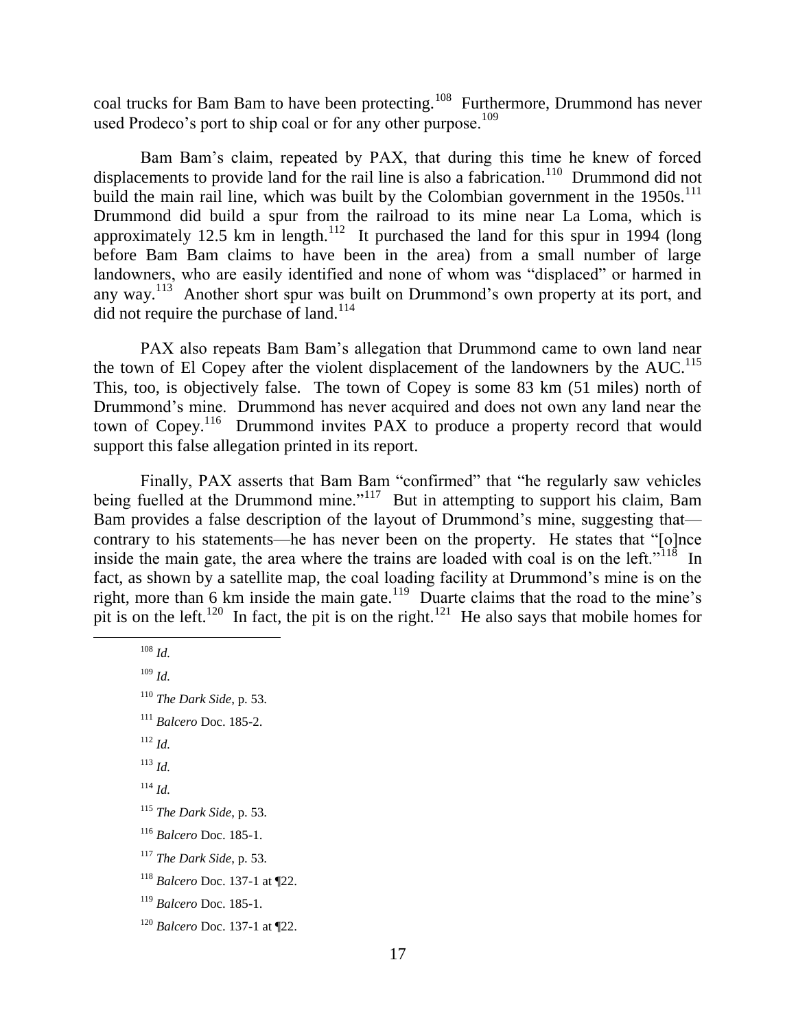coal trucks for Bam Bam to have been protecting.[108] Furthermore, Drummond has never used Prodeco's port to ship coal or for any other purpose.[109]

Bam Bam's claim, repeated by PAX, that during this time he knew of forced displacements to provide land for the rail line is also a fabrication.[110] Drummond did not build the main rail line, which was built by the Colombian government in the 1950s.[111] Drummond did build a spur from the railroad to its mine near La Loma, which is approximately 12.5 km in length.[112] It purchased the land for this spur in 1994 (long before Bam Bam claims to have been in the area) from a small number of large landowners, who are easily identified and none of whom was "displaced" or harmed in any way.[113] Another short spur was built on Drummond's own property at its port, and did not require the purchase of land.[114]

PAX also repeats Bam Bam's allegation that Drummond came to own land near the town of El Copey after the violent displacement of the landowners by the AUC.[115] This, too, is objectively false. The town of Copey is some 83 km (51 miles) north of Drummond's mine. Drummond has never acquired and does not own any land near the town of Copey.[116] Drummond invites PAX to produce a property record that would support this false allegation printed in its report.

Finally, PAX asserts that Bam Bam "confirmed" that "he regularly saw vehicles being fuelled at the Drummond mine."[117] But in attempting to support his claim, Bam Bam provides a false description of the layout of Drummond's mine, suggesting that—contrary to his statements—he has never been on the property. He states that "[o]nce inside the main gate, the area where the trains are loaded with coal is on the left."[118] In fact, as shown by a satellite map, the coal loading facility at Drummond's mine is on the right, more than 6 km inside the main gate.[119] Duarte claims that the road to the mine's pit is on the left.[120] In fact, the pit is on the right.[121] He also says that mobile homes for

---

[108] *Id.*

[109] *Id.*

[110] *The Dark Side*, p. 53.

[111] *Balcero* Doc. 185-2.

[112] *Id.*

[113] *Id.*

[114] *Id.*

[115] *The Dark Side*, p. 53.

[116] *Balcero* Doc. 185-1.

[117] *The Dark Side*, p. 53.

[118] *Balcero* Doc. 137-1 at ¶22.

[119] *Balcero* Doc. 185-1.

[120] *Balcero* Doc. 137-1 at ¶22.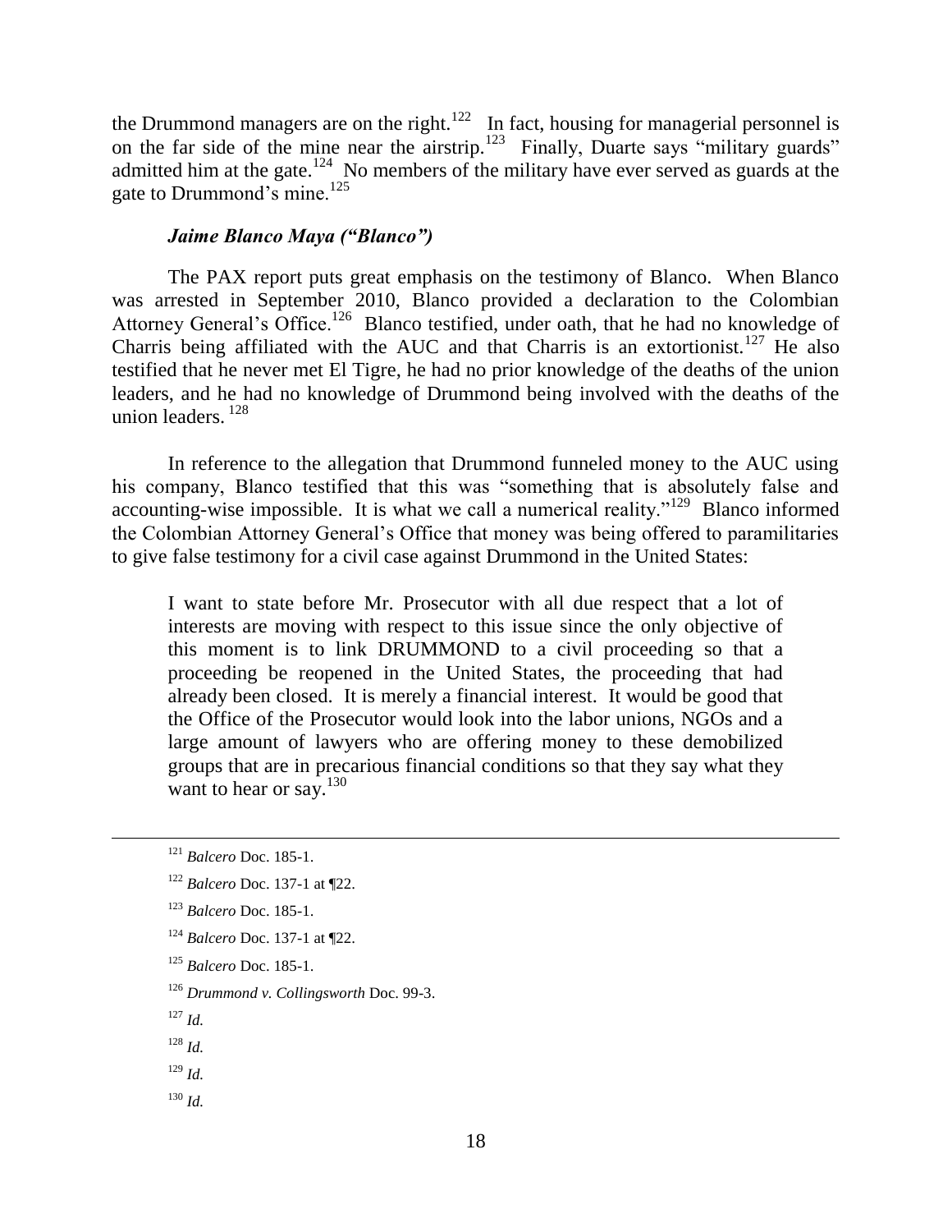the Drummond managers are on the right.[122] In fact, housing for managerial personnel is on the far side of the mine near the airstrip.[123] Finally, Duarte says "military guards" admitted him at the gate.[124] No members of the military have ever served as guards at the gate to Drummond's mine.[125]

### ***Jaime Blanco Maya ("Blanco")***

The PAX report puts great emphasis on the testimony of Blanco. When Blanco was arrested in September 2010, Blanco provided a declaration to the Colombian Attorney General's Office.[126] Blanco testified, under oath, that he had no knowledge of Charris being affiliated with the AUC and that Charris is an extortionist.[127] He also testified that he never met El Tigre, he had no prior knowledge of the deaths of the union leaders, and he had no knowledge of Drummond being involved with the deaths of the union leaders. [128]

In reference to the allegation that Drummond funneled money to the AUC using his company, Blanco testified that this was "something that is absolutely false and accounting-wise impossible. It is what we call a numerical reality."[129] Blanco informed the Colombian Attorney General's Office that money was being offered to paramilitaries to give false testimony for a civil case against Drummond in the United States:

> I want to state before Mr. Prosecutor with all due respect that a lot of interests are moving with respect to this issue since the only objective of this moment is to link DRUMMOND to a civil proceeding so that a proceeding be reopened in the United States, the proceeding that had already been closed. It is merely a financial interest. It would be good that the Office of the Prosecutor would look into the labor unions, NGOs and a large amount of lawyers who are offering money to these demobilized groups that are in precarious financial conditions so that they say what they want to hear or say.[130]

---

[121] *Balcero* Doc. 185-1.

[122] *Balcero* Doc. 137-1 at ¶22.

[123] *Balcero* Doc. 185-1.

[124] *Balcero* Doc. 137-1 at ¶22.

[125] *Balcero* Doc. 185-1.

[126] *Drummond v. Collingsworth* Doc. 99-3.

[127] *Id.*

[128] *Id.*

[129] *Id.*

[130] *Id.*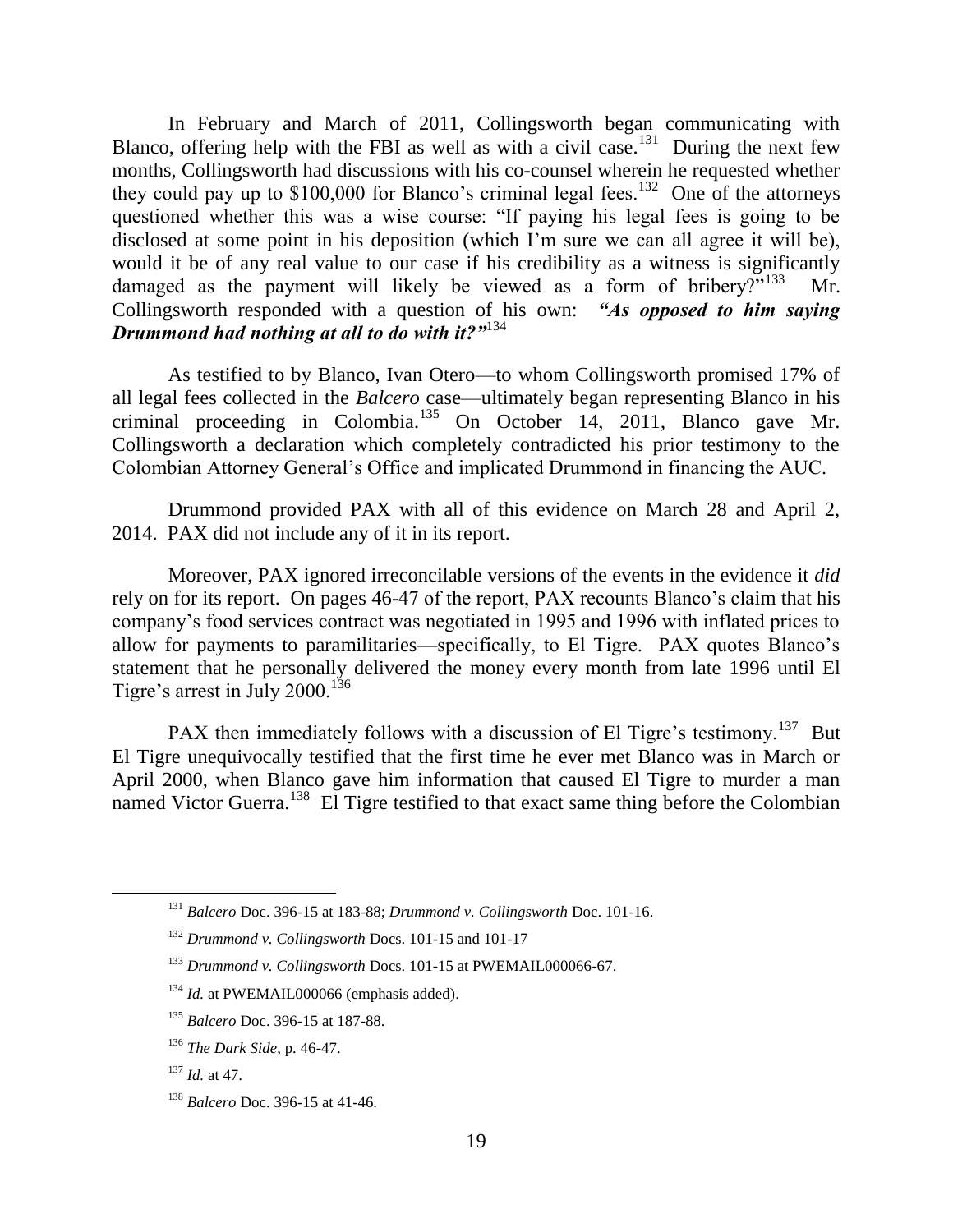In February and March of 2011, Collingsworth began communicating with Blanco, offering help with the FBI as well as with a civil case.[131] During the next few months, Collingsworth had discussions with his co-counsel wherein he requested whether they could pay up to \$100,000 for Blanco's criminal legal fees.[132] One of the attorneys questioned whether this was a wise course: "If paying his legal fees is going to be disclosed at some point in his deposition (which I'm sure we can all agree it will be), would it be of any real value to our case if his credibility as a witness is significantly damaged as the payment will likely be viewed as a form of bribery?"[133] Mr. Collingsworth responded with a question of his own: ***"As opposed to him saying Drummond had nothing at all to do with it?"***[134]

As testified to by Blanco, Ivan Otero—to whom Collingsworth promised 17% of all legal fees collected in the *Balcero* case—ultimately began representing Blanco in his criminal proceeding in Colombia.[135] On October 14, 2011, Blanco gave Mr. Collingsworth a declaration which completely contradicted his prior testimony to the Colombian Attorney General's Office and implicated Drummond in financing the AUC.

Drummond provided PAX with all of this evidence on March 28 and April 2, 2014. PAX did not include any of it in its report.

Moreover, PAX ignored irreconcilable versions of the events in the evidence it *did* rely on for its report. On pages 46-47 of the report, PAX recounts Blanco's claim that his company's food services contract was negotiated in 1995 and 1996 with inflated prices to allow for payments to paramilitaries—specifically, to El Tigre. PAX quotes Blanco's statement that he personally delivered the money every month from late 1996 until El Tigre's arrest in July 2000.[136]

PAX then immediately follows with a discussion of El Tigre's testimony.[137] But El Tigre unequivocally testified that the first time he ever met Blanco was in March or April 2000, when Blanco gave him information that caused El Tigre to murder a man named Victor Guerra.[138] El Tigre testified to that exact same thing before the Colombian

---

[131] *Balcero* Doc. 396-15 at 183-88; *Drummond v. Collingsworth* Doc. 101-16.

[132] *Drummond v. Collingsworth* Docs. 101-15 and 101-17

[133] *Drummond v. Collingsworth* Docs. 101-15 at PWEMAIL000066-67.

[134] *Id.* at PWEMAIL000066 (emphasis added).

[135] *Balcero* Doc. 396-15 at 187-88.

[136] *The Dark Side*, p. 46-47.

[137] *Id.* at 47.

[138] *Balcero* Doc. 396-15 at 41-46.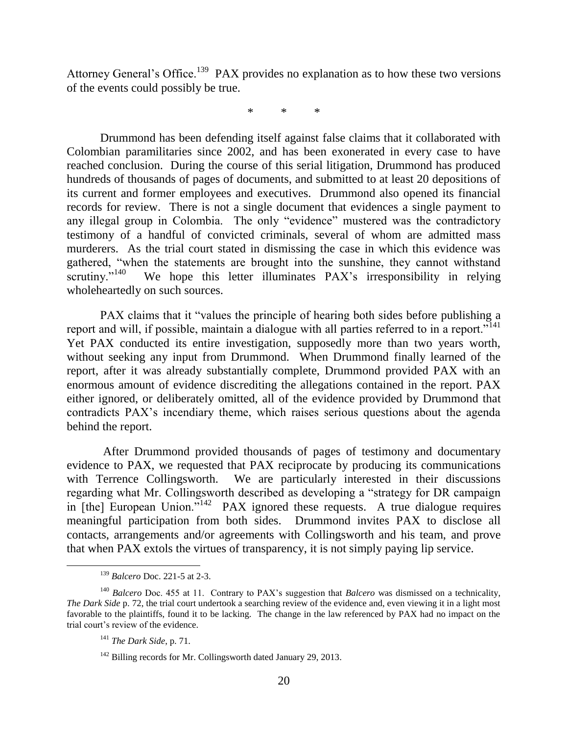Attorney General's Office.[139] PAX provides no explanation as to how these two versions of the events could possibly be true.

\* \* \*

Drummond has been defending itself against false claims that it collaborated with Colombian paramilitaries since 2002, and has been exonerated in every case to have reached conclusion. During the course of this serial litigation, Drummond has produced hundreds of thousands of pages of documents, and submitted to at least 20 depositions of its current and former employees and executives. Drummond also opened its financial records for review. There is not a single document that evidences a single payment to any illegal group in Colombia. The only "evidence" mustered was the contradictory testimony of a handful of convicted criminals, several of whom are admitted mass murderers. As the trial court stated in dismissing the case in which this evidence was gathered, "when the statements are brought into the sunshine, they cannot withstand scrutiny."[140] We hope this letter illuminates PAX's irresponsibility in relying wholeheartedly on such sources.

PAX claims that it "values the principle of hearing both sides before publishing a report and will, if possible, maintain a dialogue with all parties referred to in a report."[141] Yet PAX conducted its entire investigation, supposedly more than two years worth, without seeking any input from Drummond. When Drummond finally learned of the report, after it was already substantially complete, Drummond provided PAX with an enormous amount of evidence discrediting the allegations contained in the report. PAX either ignored, or deliberately omitted, all of the evidence provided by Drummond that contradicts PAX's incendiary theme, which raises serious questions about the agenda behind the report.

After Drummond provided thousands of pages of testimony and documentary evidence to PAX, we requested that PAX reciprocate by producing its communications with Terrence Collingsworth. We are particularly interested in their discussions regarding what Mr. Collingsworth described as developing a "strategy for DR campaign in [the] European Union."[142] PAX ignored these requests. A true dialogue requires meaningful participation from both sides. Drummond invites PAX to disclose all contacts, arrangements and/or agreements with Collingsworth and his team, and prove that when PAX extols the virtues of transparency, it is not simply paying lip service.

---

[139] *Balcero* Doc. 221-5 at 2-3.

[140] *Balcero* Doc. 455 at 11. Contrary to PAX's suggestion that *Balcero* was dismissed on a technicality, *The Dark Side* p. 72, the trial court undertook a searching review of the evidence and, even viewing it in a light most favorable to the plaintiffs, found it to be lacking. The change in the law referenced by PAX had no impact on the trial court's review of the evidence.

[141] *The Dark Side*, p. 71.

[142] Billing records for Mr. Collingsworth dated January 29, 2013.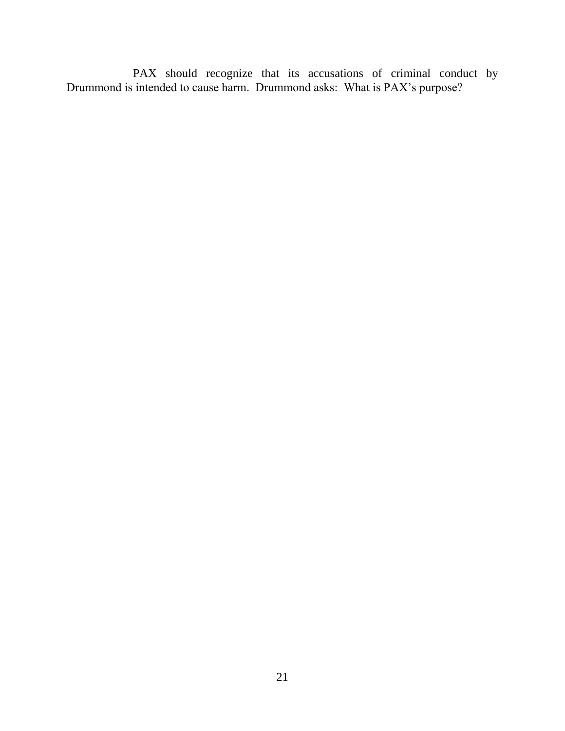PAX should recognize that its accusations of criminal conduct by Drummond is intended to cause harm. Drummond asks: What is PAX's purpose?